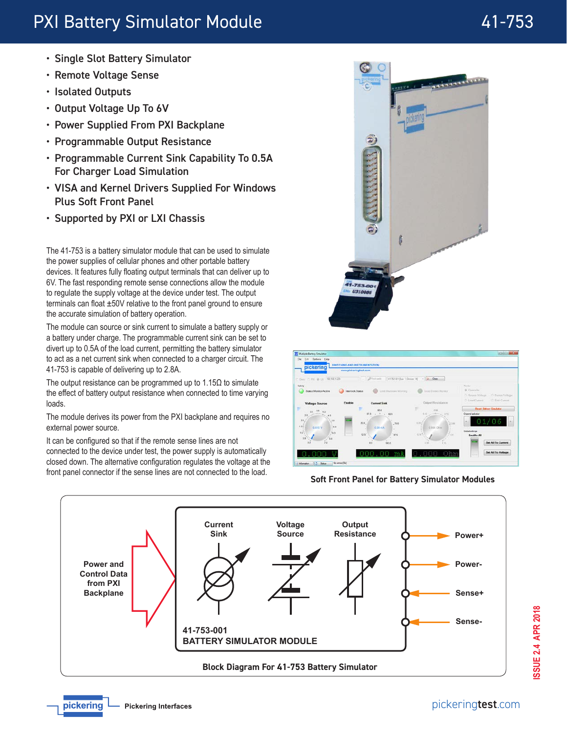# PXI Battery Simulator Module

## 41-753

- Single Slot Battery Simulator
- Remote Voltage Sense
- Isolated Outputs
- Output Voltage Up To 6V
- Power Supplied From PXI Backplane
- Programmable Output Resistance
- Programmable Current Sink Capability To 0.5A For Charger Load Simulation
- VISA and Kernel Drivers Supplied For Windows Plus Soft Front Panel
- Supported by PXI or LXI Chassis

The 41-753 is a battery simulator module that can be used to simulate the power supplies of cellular phones and other portable battery devices. It features fully floating output terminals that can deliver up to 6V. The fast responding remote sense connections allow the module to regulate the supply voltage at the device under test. The output terminals can float ±50V relative to the front panel ground to ensure the accurate simulation of battery operation.

The module can source or sink current to simulate a battery supply or a battery under charge. The programmable current sink can be set to divert up to 0.5A of the load current, permitting the battery simulator to act as a net current sink when connected to a charger circuit. The 41-753 is capable of delivering up to 2.8A.

The output resistance can be programmed up to 1.15Ω to simulate the effect of battery output resistance when connected to time varying loads.

The module derives its power from the PXI backplane and requires no external power source.

It can be configured so that if the remote sense lines are not connected to the device under test, the power supply is automatically closed down. The alternative configuration regulates the voltage at the front panel connector if the sense lines are not connected to the load.

Soft Front Panel for Battery Simulator Modules

Power and Control Data from PXI Backplane

Current Sink | Voltage Source | Output Resistance

Power+ | Power- | Sense+ | Sense-

41-753-001
BATTERY SIMULATOR MODULE

Block Diagram For 41-753 Battery Simulator

ISSUE 2.4 APR 2018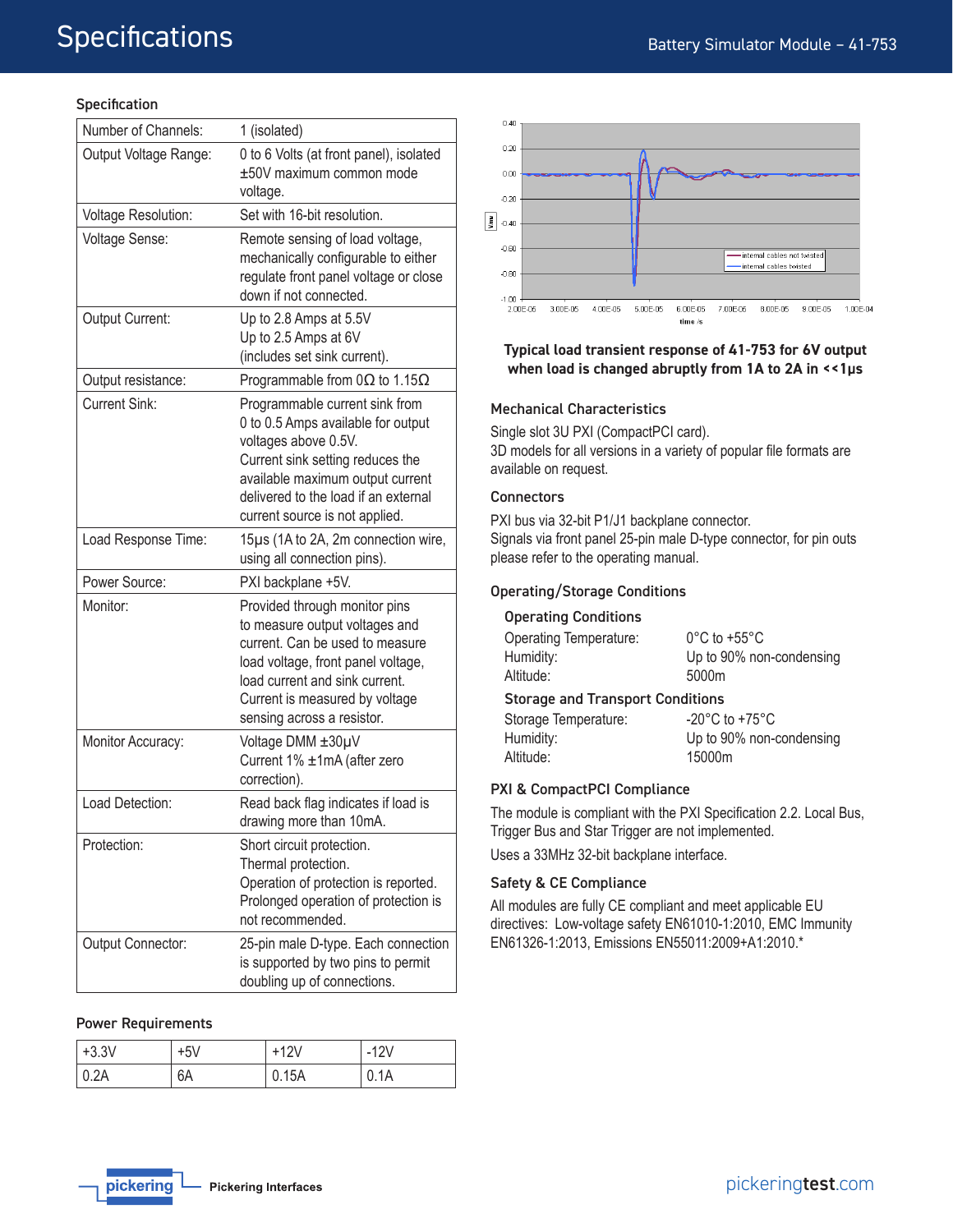# Specifications

### Specification

| | |
|---|---|
| Number of Channels: | 1 (isolated) |
| Output Voltage Range: | 0 to 6 Volts (at front panel), isolated ±50V maximum common mode voltage. |
| Voltage Resolution: | Set with 16-bit resolution. |
| Voltage Sense: | Remote sensing of load voltage, mechanically configurable to either regulate front panel voltage or close down if not connected. |
| Output Current: | Up to 2.8 Amps at 5.5V<br>Up to 2.5 Amps at 6V<br>(includes set sink current). |
| Output resistance: | Programmable from 0Ω to 1.15Ω |
| Current Sink: | Programmable current sink from 0 to 0.5 Amps available for output voltages above 0.5V.<br>Current sink setting reduces the available maximum output current delivered to the load if an external current source is not applied. |
| Load Response Time: | 15µs (1A to 2A, 2m connection wire, using all connection pins). |
| Power Source: | PXI backplane +5V. |
| Monitor: | Provided through monitor pins to measure output voltages and current. Can be used to measure load voltage, front panel voltage, load current and sink current.<br>Current is measured by voltage sensing across a resistor. |
| Monitor Accuracy: | Voltage DMM ±30µV<br>Current 1% ±1mA (after zero correction). |
| Load Detection: | Read back flag indicates if load is drawing more than 10mA. |
| Protection: | Short circuit protection.<br>Thermal protection.<br>Operation of protection is reported.<br>Prolonged operation of protection is not recommended. |
| Output Connector: | 25-pin male D-type. Each connection is supported by two pins to permit doubling up of connections. |

### Power Requirements

| +3.3V | +5V | +12V | -12V |
|---|---|---|---|
| 0.2A | 6A | 0.15A | 0.1A |

**Typical load transient response of 41-753 for 6V output when load is changed abruptly from 1A to 2A in <<1µs**

### Mechanical Characteristics

Single slot 3U PXI (CompactPCI card).
3D models for all versions in a variety of popular file formats are available on request.

### Connectors

PXI bus via 32-bit P1/J1 backplane connector.
Signals via front panel 25-pin male D-type connector, for pin outs please refer to the operating manual.

### Operating/Storage Conditions

#### Operating Conditions

| | |
|---|---|
| Operating Temperature: | 0°C to +55°C |
| Humidity: | Up to 90% non-condensing |
| Altitude: | 5000m |

#### Storage and Transport Conditions

| | |
|---|---|
| Storage Temperature: | -20°C to +75°C |
| Humidity: | Up to 90% non-condensing |
| Altitude: | 15000m |

### PXI & CompactPCI Compliance

The module is compliant with the PXI Specification 2.2. Local Bus, Trigger Bus and Star Trigger are not implemented.

Uses a 33MHz 32-bit backplane interface.

### Safety & CE Compliance

All modules are fully CE compliant and meet applicable EU directives: Low-voltage safety EN61010-1:2010, EMC Immunity EN61326-1:2013, Emissions EN55011:2009+A1:2010.*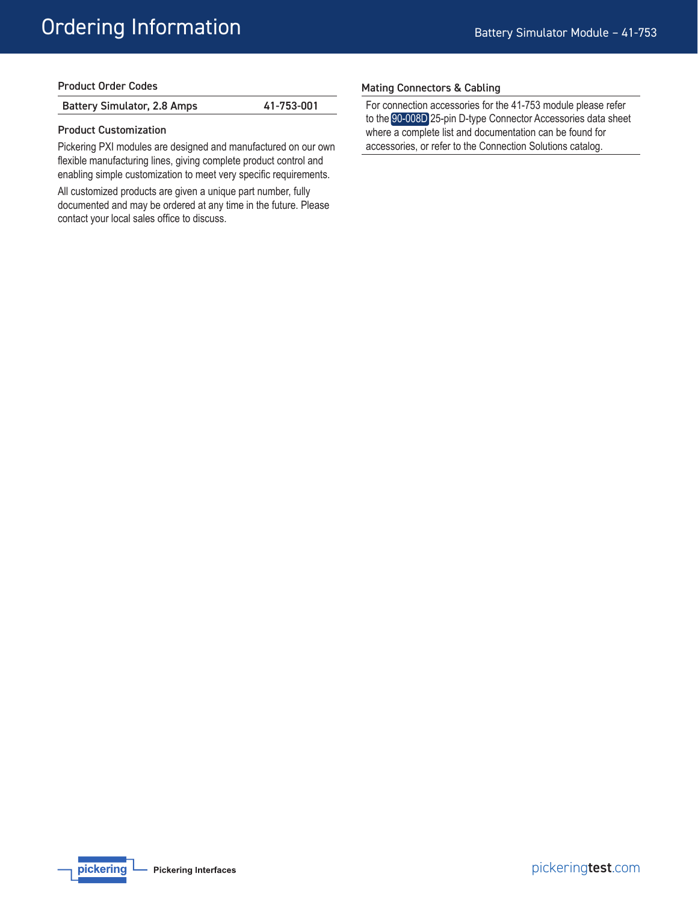# Ordering Information

### Product Order Codes

| Battery Simulator, 2.8 Amps | 41-753-001 |
| --- | --- |

### Product Customization

Pickering PXI modules are designed and manufactured on our own flexible manufacturing lines, giving complete product control and enabling simple customization to meet very specific requirements.

All customized products are given a unique part number, fully documented and may be ordered at any time in the future. Please contact your local sales office to discuss.

### Mating Connectors & Cabling

For connection accessories for the 41-753 module please refer to the 90-008D 25-pin D-type Connector Accessories data sheet where a complete list and documentation can be found for accessories, or refer to the Connection Solutions catalog.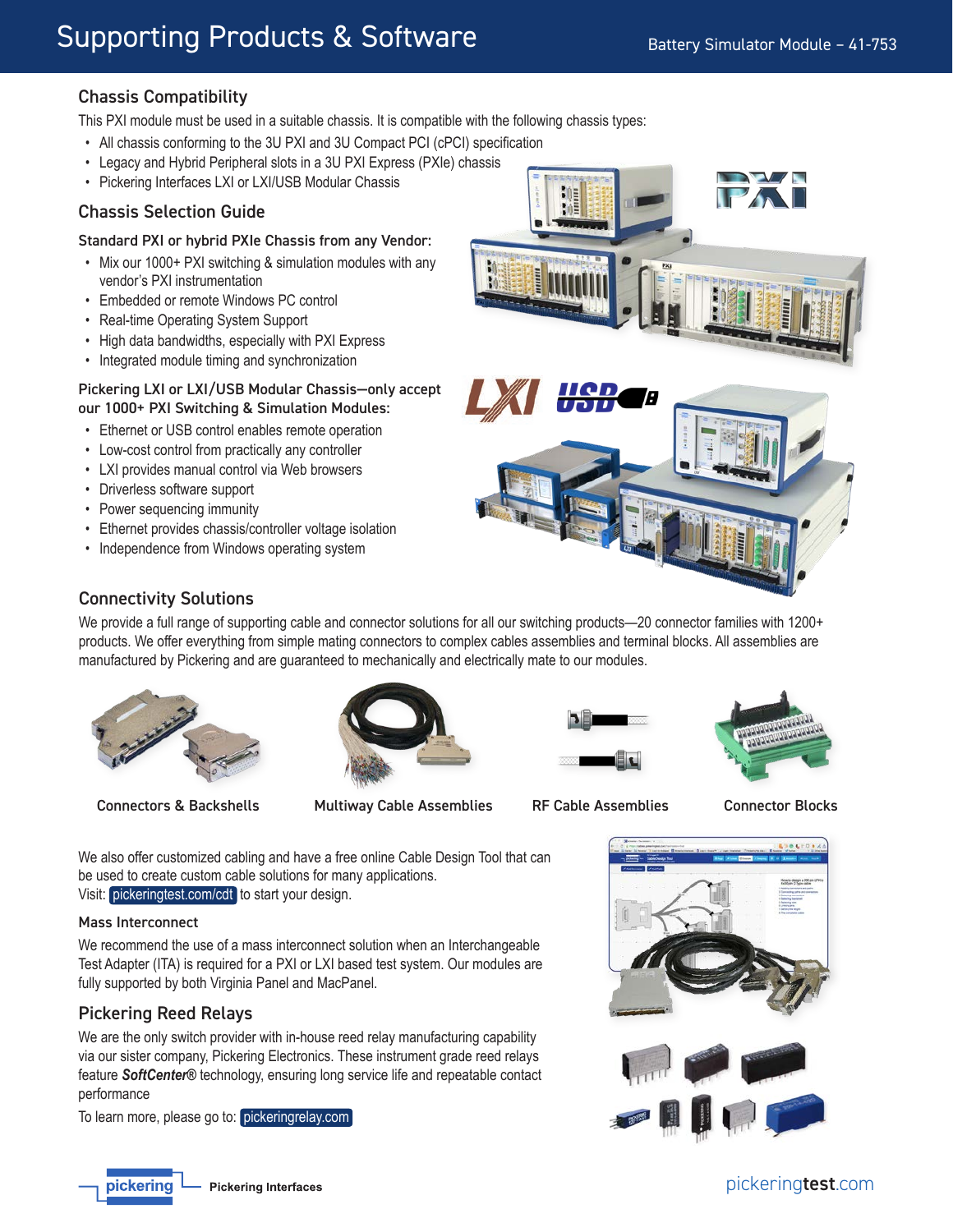# Supporting Products & Software

## Chassis Compatibility

This PXI module must be used in a suitable chassis. It is compatible with the following chassis types:

- All chassis conforming to the 3U PXI and 3U Compact PCI (cPCI) specification
- Legacy and Hybrid Peripheral slots in a 3U PXI Express (PXIe) chassis
- Pickering Interfaces LXI or LXI/USB Modular Chassis

## Chassis Selection Guide

### Standard PXI or hybrid PXIe Chassis from any Vendor:

- Mix our 1000+ PXI switching & simulation modules with any vendor's PXI instrumentation
- Embedded or remote Windows PC control
- Real-time Operating System Support
- High data bandwidths, especially with PXI Express
- Integrated module timing and synchronization

### Pickering LXI or LXI/USB Modular Chassis—only accept our 1000+ PXI Switching & Simulation Modules:

- Ethernet or USB control enables remote operation
- Low-cost control from practically any controller
- LXI provides manual control via Web browsers
- Driverless software support
- Power sequencing immunity
- Ethernet provides chassis/controller voltage isolation
- Independence from Windows operating system

## Connectivity Solutions

We provide a full range of supporting cable and connector solutions for all our switching products—20 connector families with 1200+ products. We offer everything from simple mating connectors to complex cables assemblies and terminal blocks. All assemblies are manufactured by Pickering and are guaranteed to mechanically and electrically mate to our modules.

Connectors & Backshells

Multiway Cable Assemblies

RF Cable Assemblies

Connector Blocks

We also offer customized cabling and have a free online Cable Design Tool that can be used to create custom cable solutions for many applications.
Visit: pickeringtest.com/cdt to start your design.

### Mass Interconnect

We recommend the use of a mass interconnect solution when an Interchangeable Test Adapter (ITA) is required for a PXI or LXI based test system. Our modules are fully supported by both Virginia Panel and MacPanel.

## Pickering Reed Relays

We are the only switch provider with in-house reed relay manufacturing capability via our sister company, Pickering Electronics. These instrument grade reed relays feature ***SoftCenter®*** technology, ensuring long service life and repeatable contact performance

To learn more, please go to: pickeringrelay.com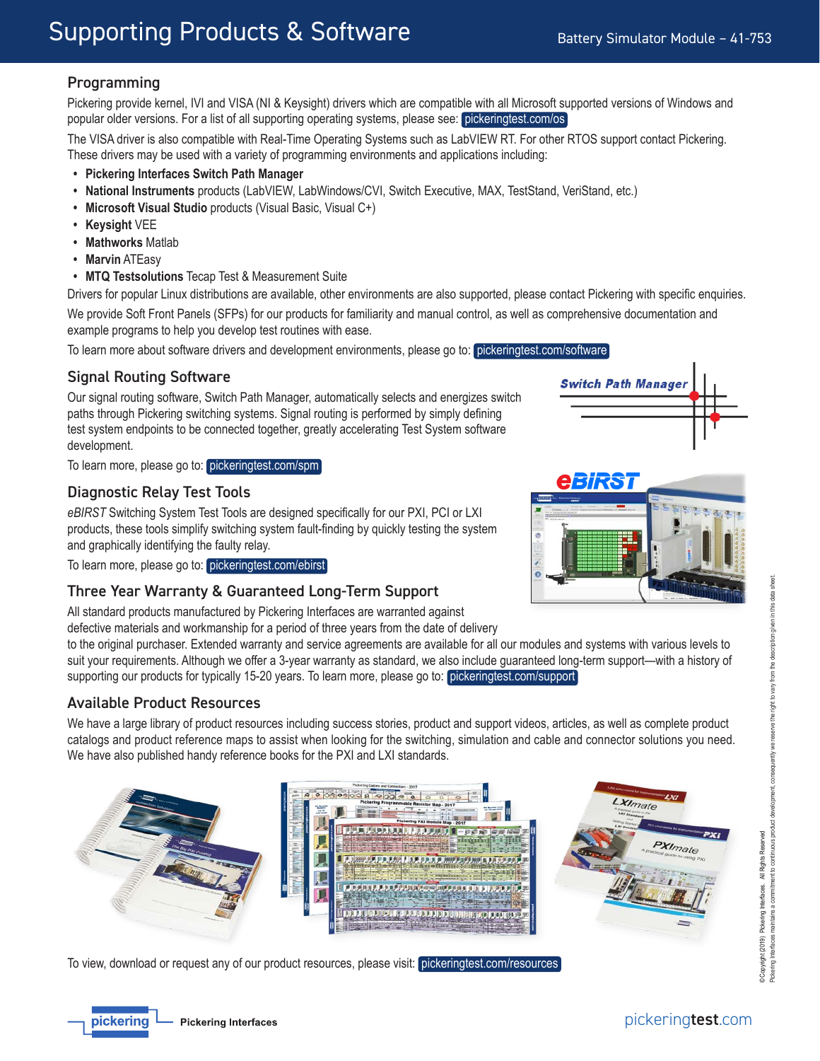# Supporting Products & Software

## Programming

Pickering provide kernel, IVI and VISA (NI & Keysight) drivers which are compatible with all Microsoft supported versions of Windows and popular older versions. For a list of all supporting operating systems, please see: pickeringtest.com/os

The VISA driver is also compatible with Real-Time Operating Systems such as LabVIEW RT. For other RTOS support contact Pickering. These drivers may be used with a variety of programming environments and applications including:

- **Pickering Interfaces Switch Path Manager**
- **National Instruments** products (LabVIEW, LabWindows/CVI, Switch Executive, MAX, TestStand, VeriStand, etc.)
- **Microsoft Visual Studio** products (Visual Basic, Visual C+)
- **Keysight** VEE
- **Mathworks** Matlab
- **Marvin** ATEasy
- **MTQ Testsolutions** Tecap Test & Measurement Suite

Drivers for popular Linux distributions are available, other environments are also supported, please contact Pickering with specific enquiries.

We provide Soft Front Panels (SFPs) for our products for familiarity and manual control, as well as comprehensive documentation and example programs to help you develop test routines with ease.

To learn more about software drivers and development environments, please go to: pickeringtest.com/software

## Signal Routing Software

Our signal routing software, Switch Path Manager, automatically selects and energizes switch paths through Pickering switching systems. Signal routing is performed by simply defining test system endpoints to be connected together, greatly accelerating Test System software development.

To learn more, please go to: pickeringtest.com/spm

## Diagnostic Relay Test Tools

*eBIRST* Switching System Test Tools are designed specifically for our PXI, PCI or LXI products, these tools simplify switching system fault-finding by quickly testing the system and graphically identifying the faulty relay.

To learn more, please go to: pickeringtest.com/ebirst

## Three Year Warranty & Guaranteed Long-Term Support

All standard products manufactured by Pickering Interfaces are warranted against defective materials and workmanship for a period of three years from the date of delivery to the original purchaser. Extended warranty and service agreements are available for all our modules and systems with various levels to suit your requirements. Although we offer a 3-year warranty as standard, we also include guaranteed long-term support—with a history of supporting our products for typically 15-20 years. To learn more, please go to: pickeringtest.com/support

## Available Product Resources

We have a large library of product resources including success stories, product and support videos, articles, as well as complete product catalogs and product reference maps to assist when looking for the switching, simulation and cable and connector solutions you need. We have also published handy reference books for the PXI and LXI standards.

To view, download or request any of our product resources, please visit: pickeringtest.com/resources

©Copyright (2019) Pickering Interfaces. All Rights Reserved
Pickering Interfaces maintains a commitment to continuous product development, consequently we reserve the right to vary from the description given in this data sheet.